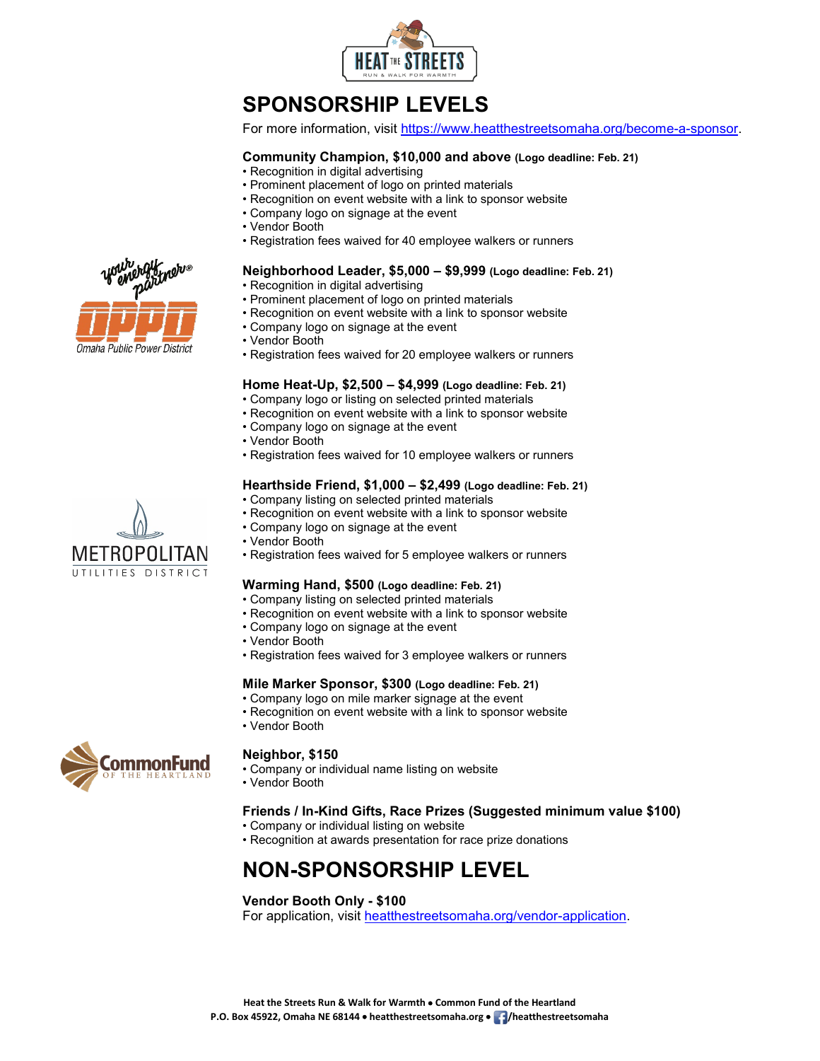# SPONSORSHIP LEVELS

For more information, visit https://www.heatthestreetsomaha.org/become-a-sponsor.

### Community Champion, $10,000 and above (Logo deadline: Feb. 21)

- Recognition in digital advertising
- Prominent placement of logo on printed materials
- Recognition on event website with a link to sponsor website
- Company logo on signage at the event
- Vendor Booth
- Registration fees waived for 40 employee walkers or runners

### Neighborhood Leader, $5,000 – $9,999 (Logo deadline: Feb. 21)

- Recognition in digital advertising
- Prominent placement of logo on printed materials
- Recognition on event website with a link to sponsor website
- Company logo on signage at the event
- Vendor Booth
- Registration fees waived for 20 employee walkers or runners

### Home Heat-Up, $2,500 – $4,999 (Logo deadline: Feb. 21)

- Company logo or listing on selected printed materials
- Recognition on event website with a link to sponsor website
- Company logo on signage at the event
- Vendor Booth
- Registration fees waived for 10 employee walkers or runners

### Hearthside Friend, $1,000 – $2,499 (Logo deadline: Feb. 21)

- Company listing on selected printed materials
- Recognition on event website with a link to sponsor website
- Company logo on signage at the event
- Vendor Booth
- Registration fees waived for 5 employee walkers or runners

### Warming Hand, $500 (Logo deadline: Feb. 21)

- Company listing on selected printed materials
- Recognition on event website with a link to sponsor website
- Company logo on signage at the event
- Vendor Booth
- Registration fees waived for 3 employee walkers or runners

### Mile Marker Sponsor, $300 (Logo deadline: Feb. 21)

- Company logo on mile marker signage at the event
- Recognition on event website with a link to sponsor website
- Vendor Booth

### Neighbor, $150

- Company or individual name listing on website
- Vendor Booth

### Friends / In-Kind Gifts, Race Prizes (Suggested minimum value $100)

- Company or individual listing on website
- Recognition at awards presentation for race prize donations

# NON-SPONSORSHIP LEVEL

### Vendor Booth Only - $100

For application, visit heatthestreetsomaha.org/vendor-application.

**Heat the Streets Run & Walk for Warmth • Common Fund of the Heartland**
**P.O. Box 45922, Omaha NE 68144 • heatthestreetsomaha.org • /heatthestreetsomaha**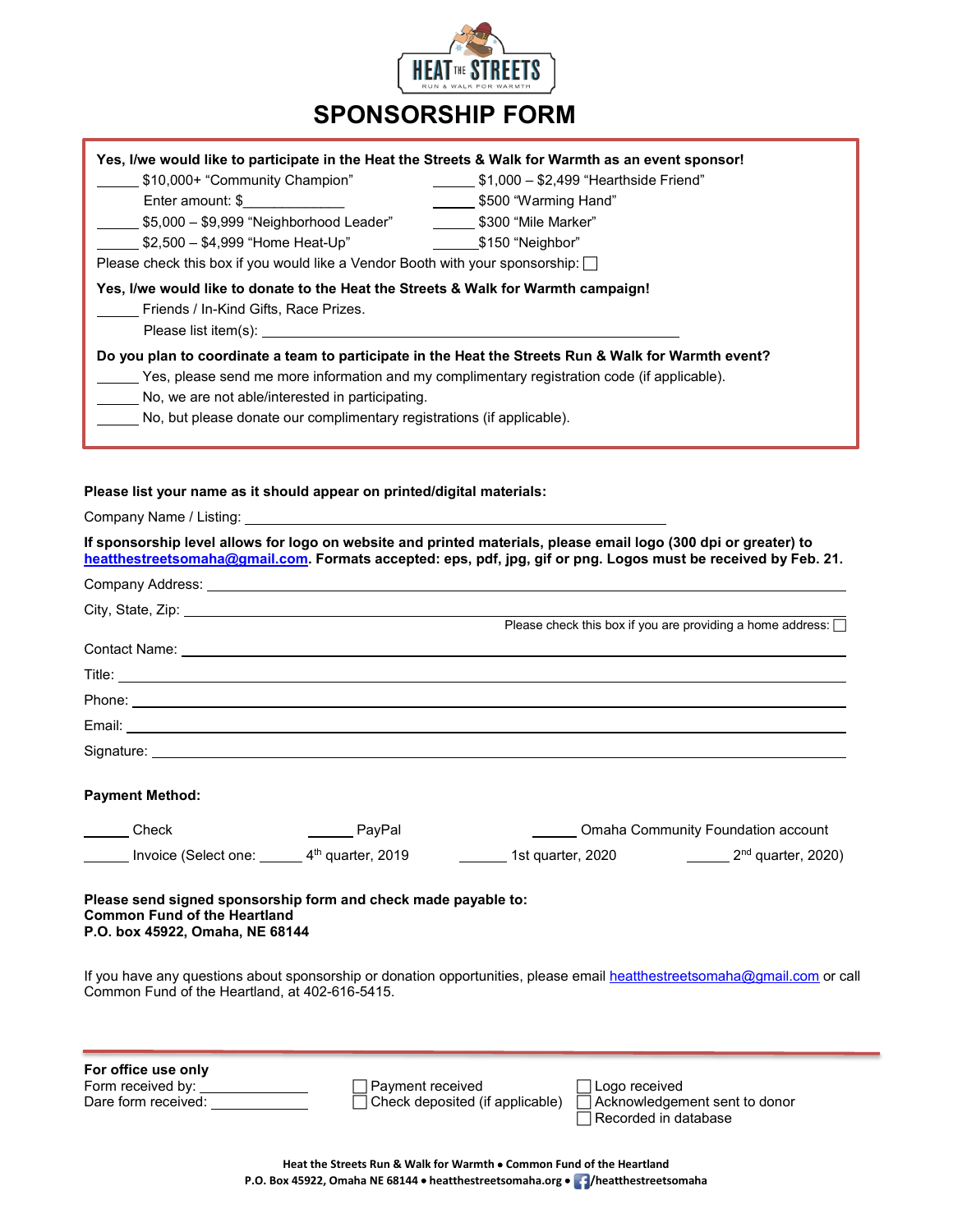# SPONSORSHIP FORM

**Yes, I/we would like to participate in the Heat the Streets & Walk for Warmth as an event sponsor!**

______ $10,000+ "Community Champion"

Enter amount: $______________

______ $5,000 – $9,999 "Neighborhood Leader"

______ $2,500 – $4,999 "Home Heat-Up"

______ $1,000 – $2,499 "Hearthside Friend"

______ $500 "Warming Hand"

______ $300 "Mile Marker"

______ $150 "Neighbor"

Please check this box if you would like a Vendor Booth with your sponsorship: ☐

**Yes, I/we would like to donate to the Heat the Streets & Walk for Warmth campaign!**

______ Friends / In-Kind Gifts, Race Prizes.

Please list item(s): ____________________________________________

**Do you plan to coordinate a team to participate in the Heat the Streets Run & Walk for Warmth event?**

______ Yes, please send me more information and my complimentary registration code (if applicable).

______ No, we are not able/interested in participating.

______ No, but please donate our complimentary registrations (if applicable).

**Please list your name as it should appear on printed/digital materials:**

Company Name / Listing: ____________________________________________

**If sponsorship level allows for logo on website and printed materials, please email logo (300 dpi or greater) to heatthestreetsomaha@gmail.com. Formats accepted: eps, pdf, jpg, gif or png. Logos must be received by Feb. 21.**

Company Address: ____________________________________________

City, State, Zip: ____________________________________________

Please check this box if you are providing a home address: ☐

Contact Name: ____________________________________________

Title: ____________________________________________

Phone: ____________________________________________

Email: ____________________________________________

Signature: ____________________________________________

**Payment Method:**

______ Check ______ PayPal ______ Omaha Community Foundation account

______ Invoice (Select one: ______ 4th quarter, 2019 ______ 1st quarter, 2020 ______ 2nd quarter, 2020)

**Please send signed sponsorship form and check made payable to:**
**Common Fund of the Heartland**
**P.O. box 45922, Omaha, NE 68144**

If you have any questions about sponsorship or donation opportunities, please email heatthestreetsomaha@gmail.com or call Common Fund of the Heartland, at 402-616-5415.

**For office use only**

Form received by: ______________

Dare form received: ______________

☐ Payment received

☐ Check deposited (if applicable)

☐ Logo received

☐ Acknowledgement sent to donor

☐ Recorded in database

**Heat the Streets Run & Walk for Warmth • Common Fund of the Heartland**
**P.O. Box 45922, Omaha NE 68144 • heatthestreetsomaha.org • /heatthestreetsomaha**